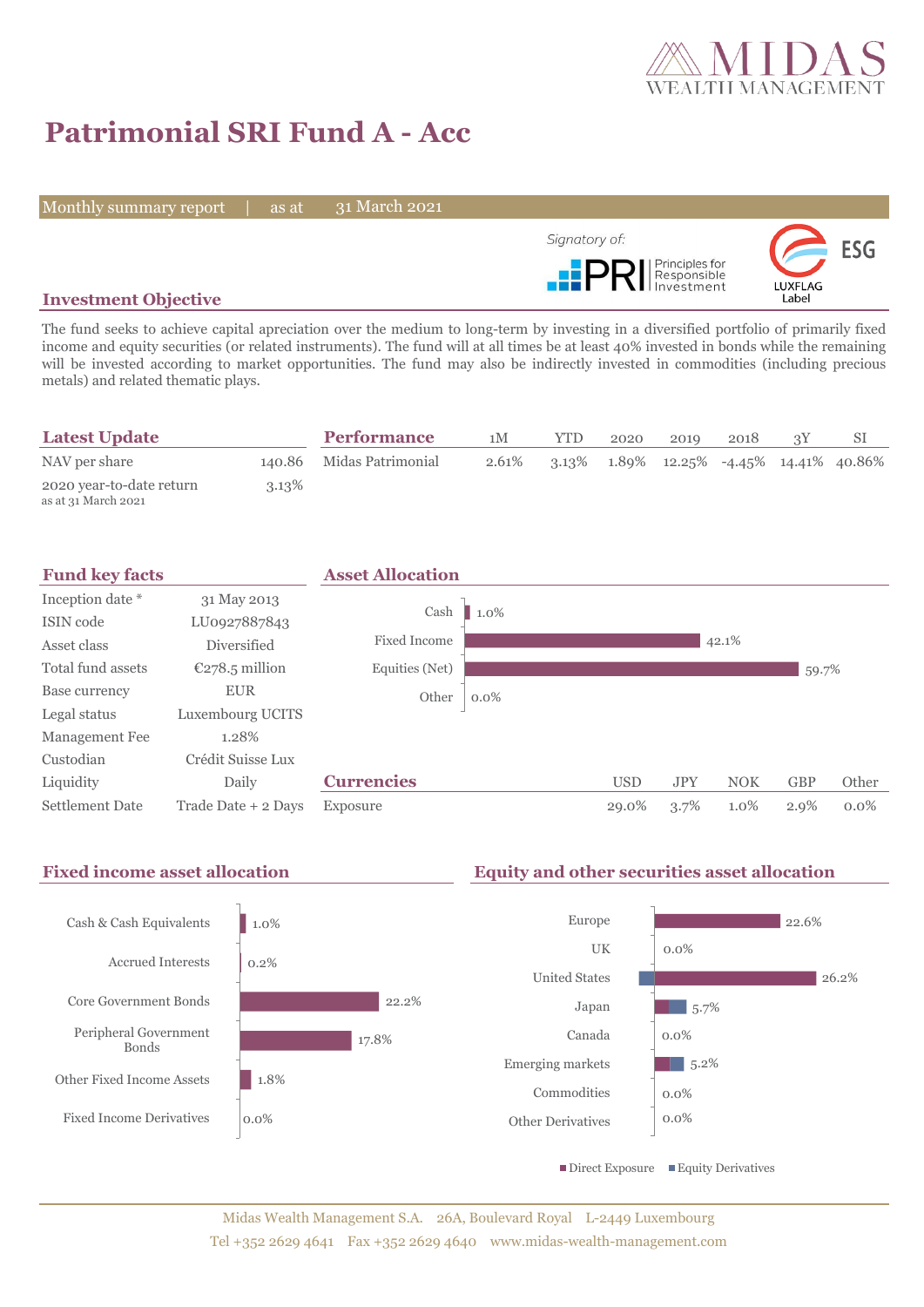MIDAS WEALTH MANAGEMENT

# Patrimonial SRI Fund A - Acc

Monthly summary report | as at 31 March 2021

Signatory of: PRI Principles for Responsible Investment

ESG LUXFLAG Label

## Investment Objective

The fund seeks to achieve capital apreciation over the medium to long-term by investing in a diversified portfolio of primarily fixed income and equity securities (or related instruments). The fund will at all times be at least 40% invested in bonds while the remaining will be invested according to market opportunities. The fund may also be indirectly invested in commodities (including precious metals) and related thematic plays.

## Latest Update

| | |
|---|---|
| NAV per share | 140.86 |
| 2020 year-to-date return<br>as at 31 March 2021 | 3.13% |

## Performance

| | 1M | YTD | 2020 | 2019 | 2018 | 3Y | SI |
|---|---|---|---|---|---|---|---|
| Midas Patrimonial | 2.61% | 3.13% | 1.89% | 12.25% | -4.45% | 14.41% | 40.86% |

## Fund key facts

| | |
|---|---|
| Inception date * | 31 May 2013 |
| ISIN code | LU0927887843 |
| Asset class | Diversified |
| Total fund assets | €278.5 million |
| Base currency | EUR |
| Legal status | Luxembourg UCITS |
| Management Fee | 1.28% |
| Custodian | Crédit Suisse Lux |
| Liquidity | Daily |
| Settlement Date | Trade Date + 2 Days |

## Asset Allocation

| | |
|---|---|
| Cash | 1.0% |
| Fixed Income | 42.1% |
| Equities (Net) | 59.7% |
| Other | 0.0% |

## Currencies

| | USD | JPY | NOK | GBP | Other |
|---|---|---|---|---|---|
| Exposure | 29.0% | 3.7% | 1.0% | 2.9% | 0.0% |

## Fixed income asset allocation

| | |
|---|---|
| Cash & Cash Equivalents | 1.0% |
| Accrued Interests | 0.2% |
| Core Government Bonds | 22.2% |
| Peripheral Government Bonds | 17.8% |
| Other Fixed Income Assets | 1.8% |
| Fixed Income Derivatives | 0.0% |

## Equity and other securities asset allocation

| | |
|---|---|
| Europe | 22.6% |
| UK | 0.0% |
| United States | 26.2% |
| Japan | 5.7% |
| Canada | 0.0% |
| Emerging markets | 5.2% |
| Commodities | 0.0% |
| Other Derivatives | 0.0% |

■ Direct Exposure ■ Equity Derivatives

Midas Wealth Management S.A. 26A, Boulevard Royal L-2449 Luxembourg
Tel +352 2629 4641 Fax +352 2629 4640 www.midas-wealth-management.com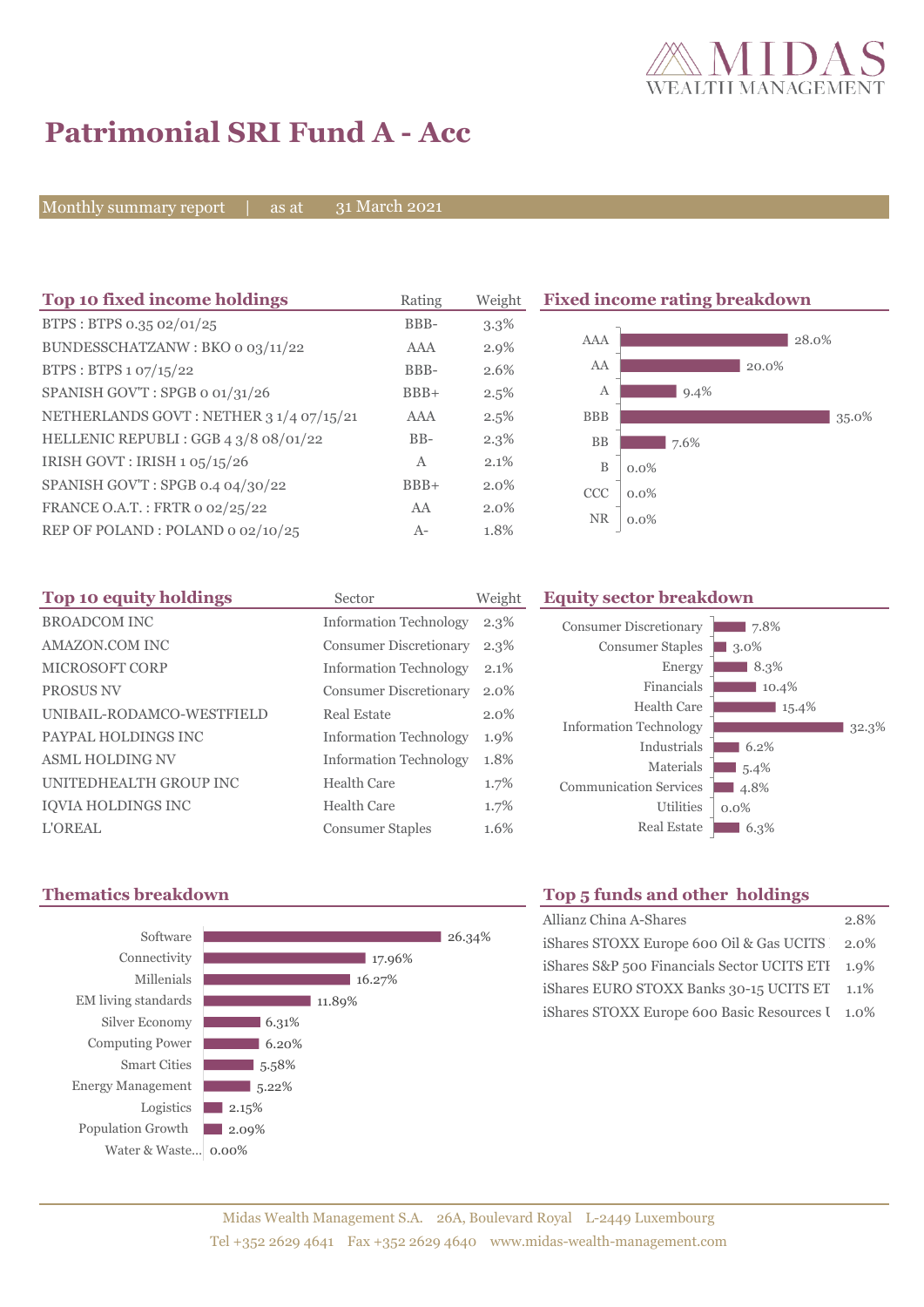# Patrimonial SRI Fund A - Acc

Monthly summary report | as at 31 March 2021

## Top 10 fixed income holdings

| Top 10 fixed income holdings | Rating | Weight |
|---|---|---|
| BTPS : BTPS 0.35 02/01/25 | BBB- | 3.3% |
| BUNDESSCHATZANW : BKO 0 03/11/22 | AAA | 2.9% |
| BTPS : BTPS 1 07/15/22 | BBB- | 2.6% |
| SPANISH GOV'T : SPGB 0 01/31/26 | BBB+ | 2.5% |
| NETHERLANDS GOVT : NETHER 3 1/4 07/15/21 | AAA | 2.5% |
| HELLENIC REPUBLI : GGB 4 3/8 08/01/22 | BB- | 2.3% |
| IRISH GOVT : IRISH 1 05/15/26 | A | 2.1% |
| SPANISH GOV'T : SPGB 0.4 04/30/22 | BBB+ | 2.0% |
| FRANCE O.A.T. : FRTR 0 02/25/22 | AA | 2.0% |
| REP OF POLAND : POLAND 0 02/10/25 | A- | 1.8% |

## Fixed income rating breakdown

| Rating | Weight |
|---|---|
| AAA | 28.0% |
| AA | 20.0% |
| A | 9.4% |
| BBB | 35.0% |
| BB | 7.6% |
| B | 0.0% |
| CCC | 0.0% |
| NR | 0.0% |

## Top 10 equity holdings

| Top 10 equity holdings | Sector | Weight |
|---|---|---|
| BROADCOM INC | Information Technology | 2.3% |
| AMAZON.COM INC | Consumer Discretionary | 2.3% |
| MICROSOFT CORP | Information Technology | 2.1% |
| PROSUS NV | Consumer Discretionary | 2.0% |
| UNIBAIL-RODAMCO-WESTFIELD | Real Estate | 2.0% |
| PAYPAL HOLDINGS INC | Information Technology | 1.9% |
| ASML HOLDING NV | Information Technology | 1.8% |
| UNITEDHEALTH GROUP INC | Health Care | 1.7% |
| IQVIA HOLDINGS INC | Health Care | 1.7% |
| L'OREAL | Consumer Staples | 1.6% |

## Equity sector breakdown

| Sector | Weight |
|---|---|
| Consumer Discretionary | 7.8% |
| Consumer Staples | 3.0% |
| Energy | 8.3% |
| Financials | 10.4% |
| Health Care | 15.4% |
| Information Technology | 32.3% |
| Industrials | 6.2% |
| Materials | 5.4% |
| Communication Services | 4.8% |
| Utilities | 0.0% |
| Real Estate | 6.3% |

## Thematics breakdown

| Theme | Weight |
|---|---|
| Software | 26.34% |
| Connectivity | 17.96% |
| Millenials | 16.27% |
| EM living standards | 11.89% |
| Silver Economy | 6.31% |
| Computing Power | 6.20% |
| Smart Cities | 5.58% |
| Energy Management | 5.22% |
| Logistics | 2.15% |
| Population Growth | 2.09% |
| Water & Waste... | 0.00% |

## Top 5 funds and other holdings

| Fund | Weight |
|---|---|
| Allianz China A-Shares | 2.8% |
| iShares STOXX Europe 600 Oil & Gas UCITS | 2.0% |
| iShares S&P 500 Financials Sector UCITS ETF | 1.9% |
| iShares EURO STOXX Banks 30-15 UCITS ET | 1.1% |
| iShares STOXX Europe 600 Basic Resources U | 1.0% |

Midas Wealth Management S.A. 26A, Boulevard Royal L-2449 Luxembourg
Tel +352 2629 4641 Fax +352 2629 4640 www.midas-wealth-management.com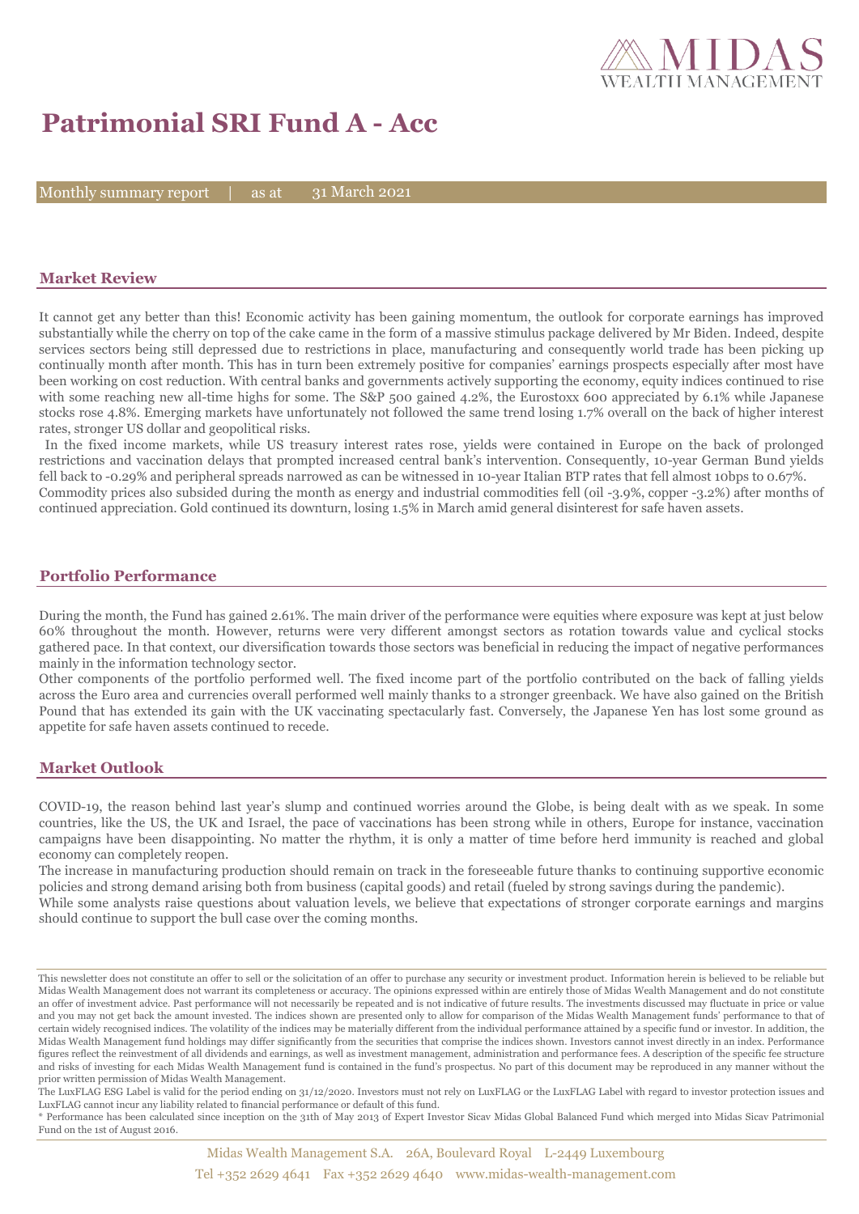# Patrimonial SRI Fund A - Acc

Monthly summary report | as at 31 March 2021

## Market Review

It cannot get any better than this! Economic activity has been gaining momentum, the outlook for corporate earnings has improved substantially while the cherry on top of the cake came in the form of a massive stimulus package delivered by Mr Biden. Indeed, despite services sectors being still depressed due to restrictions in place, manufacturing and consequently world trade has been picking up continually month after month. This has in turn been extremely positive for companies' earnings prospects especially after most have been working on cost reduction. With central banks and governments actively supporting the economy, equity indices continued to rise with some reaching new all-time highs for some. The S&P 500 gained 4.2%, the Eurostoxx 600 appreciated by 6.1% while Japanese stocks rose 4.8%. Emerging markets have unfortunately not followed the same trend losing 1.7% overall on the back of higher interest rates, stronger US dollar and geopolitical risks.

In the fixed income markets, while US treasury interest rates rose, yields were contained in Europe on the back of prolonged restrictions and vaccination delays that prompted increased central bank's intervention. Consequently, 10-year German Bund yields fell back to -0.29% and peripheral spreads narrowed as can be witnessed in 10-year Italian BTP rates that fell almost 10bps to 0.67%. Commodity prices also subsided during the month as energy and industrial commodities fell (oil -3.9%, copper -3.2%) after months of continued appreciation. Gold continued its downturn, losing 1.5% in March amid general disinterest for safe haven assets.

## Portfolio Performance

During the month, the Fund has gained 2.61%. The main driver of the performance were equities where exposure was kept at just below 60% throughout the month. However, returns were very different amongst sectors as rotation towards value and cyclical stocks gathered pace. In that context, our diversification towards those sectors was beneficial in reducing the impact of negative performances mainly in the information technology sector.

Other components of the portfolio performed well. The fixed income part of the portfolio contributed on the back of falling yields across the Euro area and currencies overall performed well mainly thanks to a stronger greenback. We have also gained on the British Pound that has extended its gain with the UK vaccinating spectacularly fast. Conversely, the Japanese Yen has lost some ground as appetite for safe haven assets continued to recede.

## Market Outlook

COVID-19, the reason behind last year's slump and continued worries around the Globe, is being dealt with as we speak. In some countries, like the US, the UK and Israel, the pace of vaccinations has been strong while in others, Europe for instance, vaccination campaigns have been disappointing. No matter the rhythm, it is only a matter of time before herd immunity is reached and global economy can completely reopen.

The increase in manufacturing production should remain on track in the foreseeable future thanks to continuing supportive economic policies and strong demand arising both from business (capital goods) and retail (fueled by strong savings during the pandemic).

While some analysts raise questions about valuation levels, we believe that expectations of stronger corporate earnings and margins should continue to support the bull case over the coming months.

---

This newsletter does not constitute an offer to sell or the solicitation of an offer to purchase any security or investment product. Information herein is believed to be reliable but Midas Wealth Management does not warrant its completeness or accuracy. The opinions expressed within are entirely those of Midas Wealth Management and do not constitute an offer of investment advice. Past performance will not necessarily be repeated and is not indicative of future results. The investments discussed may fluctuate in price or value and you may not get back the amount invested. The indices shown are presented only to allow for comparison of the Midas Wealth Management funds' performance to that of certain widely recognised indices. The volatility of the indices may be materially different from the individual performance attained by a specific fund or investor. In addition, the Midas Wealth Management fund holdings may differ significantly from the securities that comprise the indices shown. Investors cannot invest directly in an index. Performance figures reflect the reinvestment of all dividends and earnings, as well as investment management, administration and performance fees. A description of the specific fee structure and risks of investing for each Midas Wealth Management fund is contained in the fund's prospectus. No part of this document may be reproduced in any manner without the prior written permission of Midas Wealth Management.

The LuxFLAG ESG Label is valid for the period ending on 31/12/2020. Investors must not rely on LuxFLAG or the LuxFLAG Label with regard to investor protection issues and LuxFLAG cannot incur any liability related to financial performance or default of this fund.

\* Performance has been calculated since inception on the 31th of May 2013 of Expert Investor Sicav Midas Global Balanced Fund which merged into Midas Sicav Patrimonial Fund on the 1st of August 2016.

Midas Wealth Management S.A. 26A, Boulevard Royal L-2449 Luxembourg

Tel +352 2629 4641 Fax +352 2629 4640 www.midas-wealth-management.com